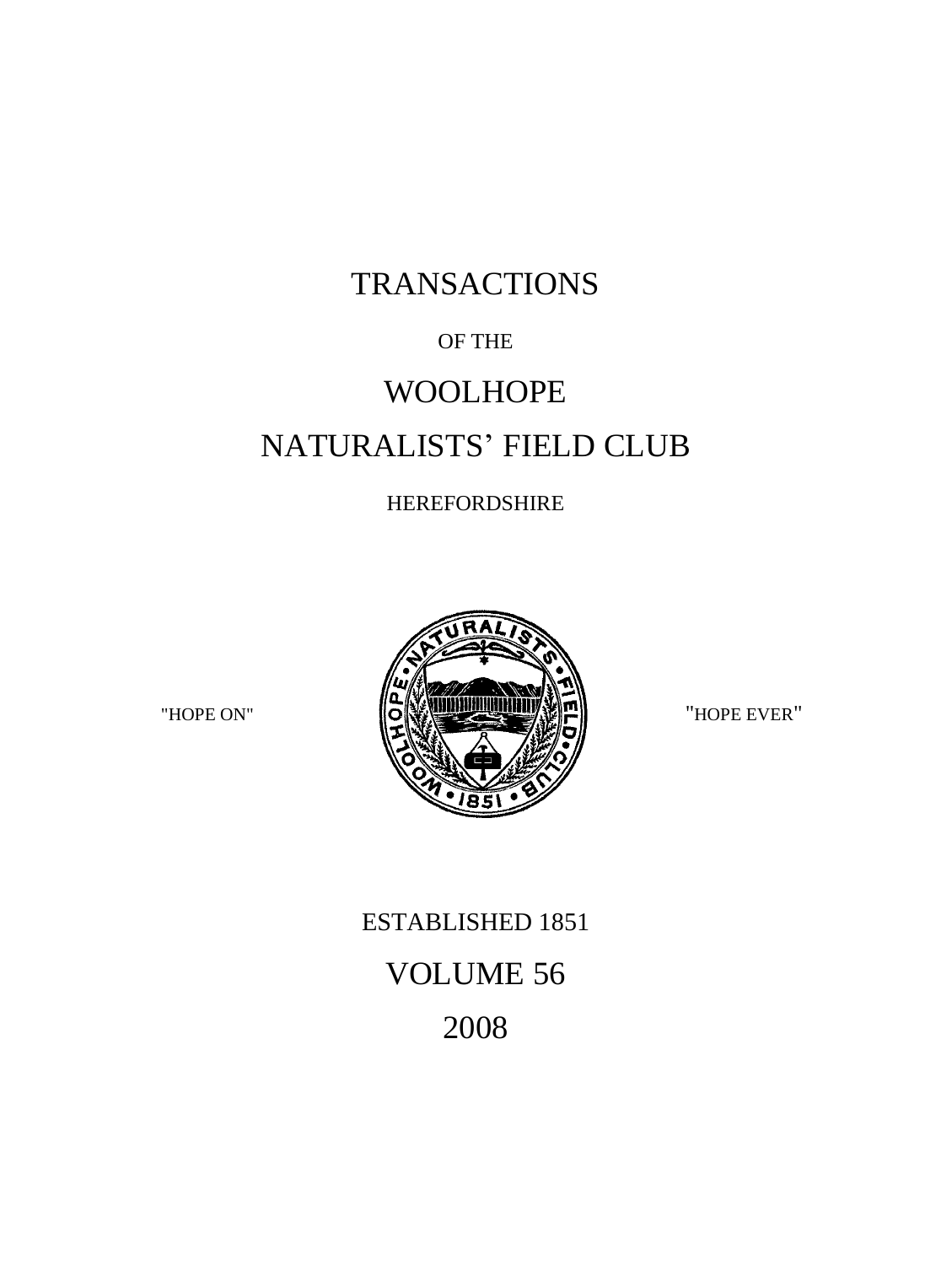# TRANSACTIONS

OF THE

# WOOLHOPE

# NATURALISTS' FIELD CLUB

HEREFORDSHIRE

"HOPE ON" "HOPE EVER"

ESTABLISHED 1851

## VOLUME 56

## 2008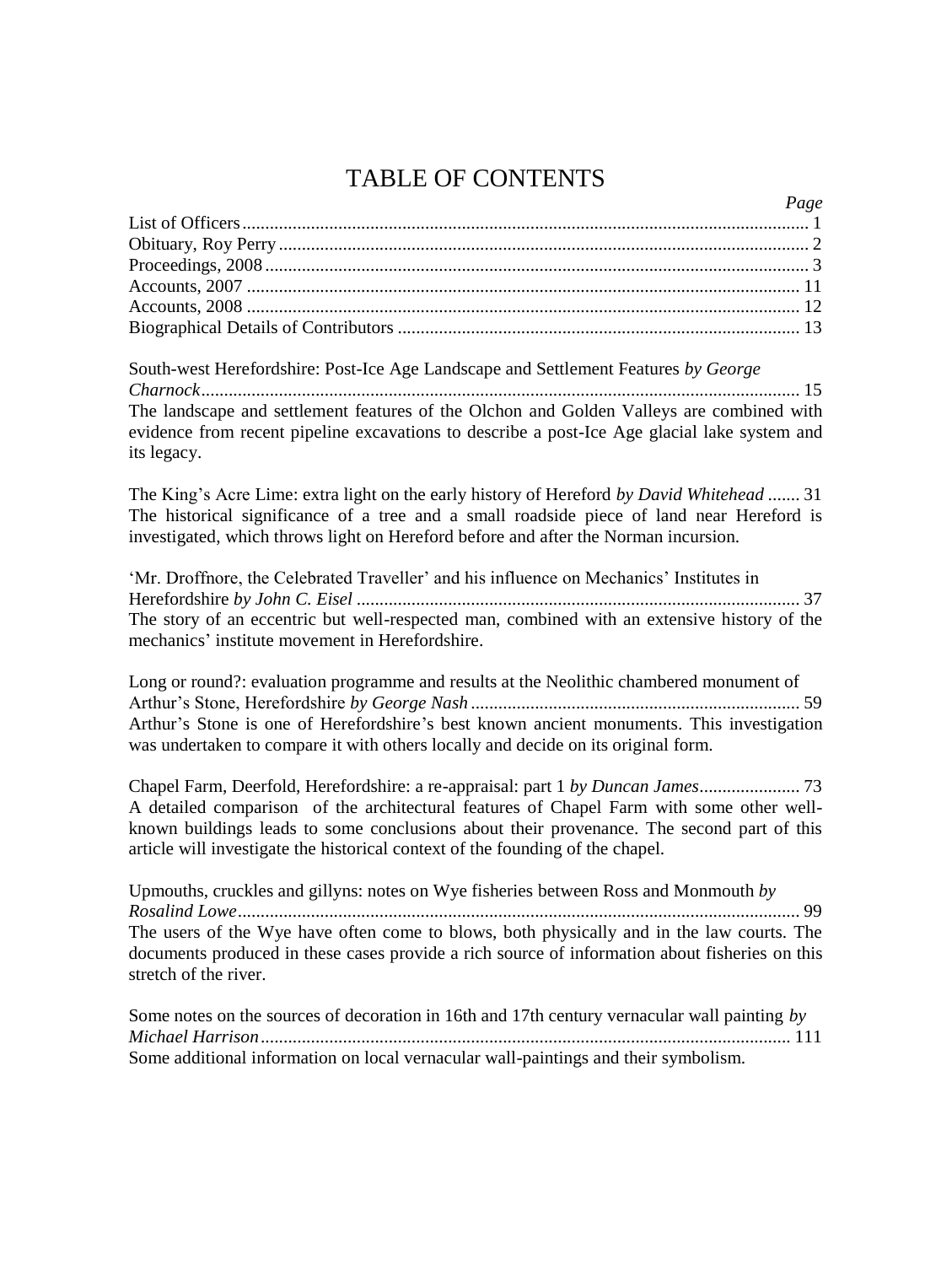# TABLE OF CONTENTS

| | *Page* |
|---|---|
| List of Officers | 1 |
| Obituary, Roy Perry | 2 |
| Proceedings, 2008 | 3 |
| Accounts, 2007 | 11 |
| Accounts, 2008 | 12 |
| Biographical Details of Contributors | 13 |

South-west Herefordshire: Post-Ice Age Landscape and Settlement Features *by George Charnock* ........ 15

The landscape and settlement features of the Olchon and Golden Valleys are combined with evidence from recent pipeline excavations to describe a post-Ice Age glacial lake system and its legacy.

The King's Acre Lime: extra light on the early history of Hereford *by David Whitehead* ........ 31

The historical significance of a tree and a small roadside piece of land near Hereford is investigated, which throws light on Hereford before and after the Norman incursion.

'Mr. Droffnore, the Celebrated Traveller' and his influence on Mechanics' Institutes in Herefordshire *by John C. Eisel* ........ 37

The story of an eccentric but well-respected man, combined with an extensive history of the mechanics' institute movement in Herefordshire.

Long or round?: evaluation programme and results at the Neolithic chambered monument of Arthur's Stone, Herefordshire *by George Nash* ........ 59

Arthur's Stone is one of Herefordshire's best known ancient monuments. This investigation was undertaken to compare it with others locally and decide on its original form.

Chapel Farm, Deerfold, Herefordshire: a re-appraisal: part 1 *by Duncan James* ........ 73

A detailed comparison of the architectural features of Chapel Farm with some other well-known buildings leads to some conclusions about their provenance. The second part of this article will investigate the historical context of the founding of the chapel.

Upmouths, cruckles and gillyns: notes on Wye fisheries between Ross and Monmouth *by Rosalind Lowe* ........ 99

The users of the Wye have often come to blows, both physically and in the law courts. The documents produced in these cases provide a rich source of information about fisheries on this stretch of the river.

Some notes on the sources of decoration in 16th and 17th century vernacular wall painting *by Michael Harrison* ........ 111

Some additional information on local vernacular wall-paintings and their symbolism.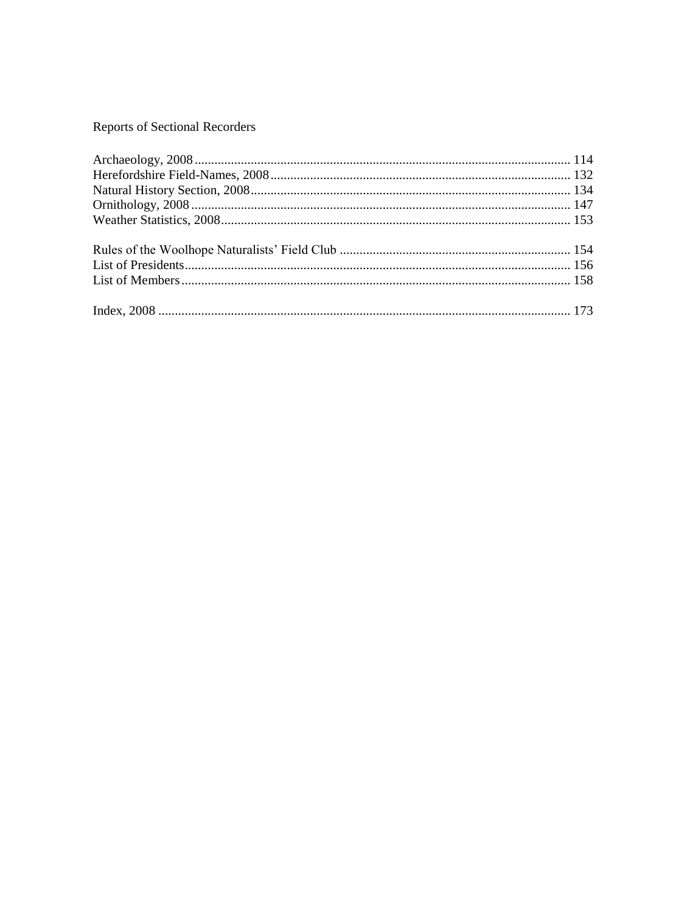Reports of Sectional Recorders

Archaeology, 2008 ................................................................................................................ 114
Herefordshire Field-Names, 2008 ........................................................................................ 132
Natural History Section, 2008 ............................................................................................. 134
Ornithology, 2008 ................................................................................................................ 147
Weather Statistics, 2008 ...................................................................................................... 153

Rules of the Woolhope Naturalists' Field Club .................................................................... 154
List of Presidents .................................................................................................................. 156
List of Members ................................................................................................................... 158

Index, 2008 .......................................................................................................................... 173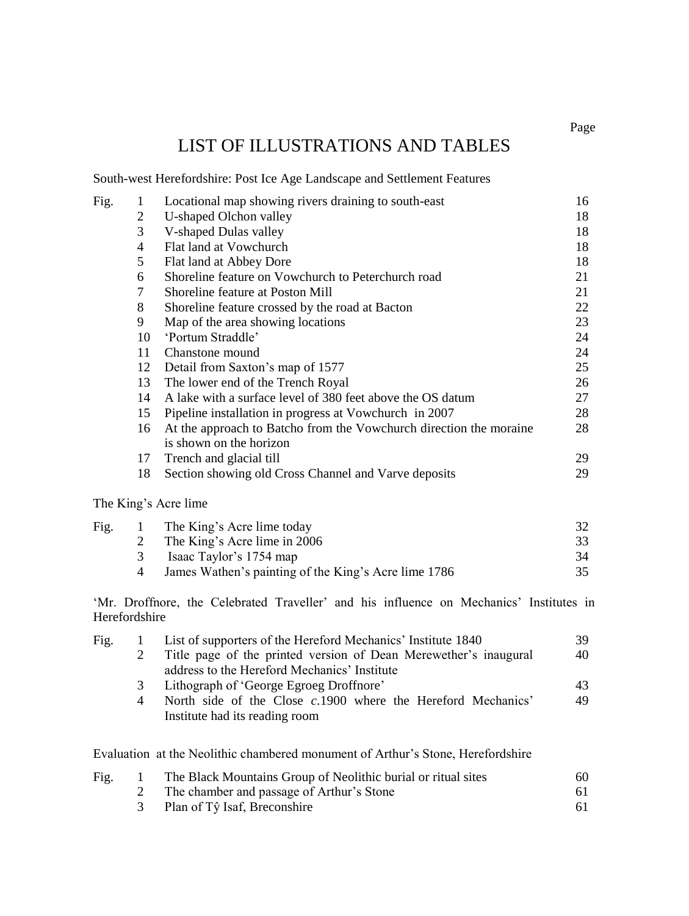# LIST OF ILLUSTRATIONS AND TABLES

South-west Herefordshire: Post Ice Age Landscape and Settlement Features

| | | | Page |
|---|---|---|---|
| Fig. | 1 | Locational map showing rivers draining to south-east | 16 |
| | 2 | U-shaped Olchon valley | 18 |
| | 3 | V-shaped Dulas valley | 18 |
| | 4 | Flat land at Vowchurch | 18 |
| | 5 | Flat land at Abbey Dore | 18 |
| | 6 | Shoreline feature on Vowchurch to Peterchurch road | 21 |
| | 7 | Shoreline feature at Poston Mill | 21 |
| | 8 | Shoreline feature crossed by the road at Bacton | 22 |
| | 9 | Map of the area showing locations | 23 |
| | 10 | 'Portum Straddle' | 24 |
| | 11 | Chanstone mound | 24 |
| | 12 | Detail from Saxton's map of 1577 | 25 |
| | 13 | The lower end of the Trench Royal | 26 |
| | 14 | A lake with a surface level of 380 feet above the OS datum | 27 |
| | 15 | Pipeline installation in progress at Vowchurch in 2007 | 28 |
| | 16 | At the approach to Batcho from the Vowchurch direction the moraine is shown on the horizon | 28 |
| | 17 | Trench and glacial till | 29 |
| | 18 | Section showing old Cross Channel and Varve deposits | 29 |

The King's Acre lime

| | | | |
|---|---|---|---|
| Fig. | 1 | The King's Acre lime today | 32 |
| | 2 | The King's Acre lime in 2006 | 33 |
| | 3 | Isaac Taylor's 1754 map | 34 |
| | 4 | James Wathen's painting of the King's Acre lime 1786 | 35 |

'Mr. Droffnore, the Celebrated Traveller' and his influence on Mechanics' Institutes in Herefordshire

| | | | |
|---|---|---|---|
| Fig. | 1 | List of supporters of the Hereford Mechanics' Institute 1840 | 39 |
| | 2 | Title page of the printed version of Dean Merewether's inaugural address to the Hereford Mechanics' Institute | 40 |
| | 3 | Lithograph of 'George Egroeg Droffnore' | 43 |
| | 4 | North side of the Close *c*.1900 where the Hereford Mechanics' Institute had its reading room | 49 |

Evaluation at the Neolithic chambered monument of Arthur's Stone, Herefordshire

| | | | |
|---|---|---|---|
| Fig. | 1 | The Black Mountains Group of Neolithic burial or ritual sites | 60 |
| | 2 | The chamber and passage of Arthur's Stone | 61 |
| | 3 | Plan of Tŷ Isaf, Breconshire | 61 |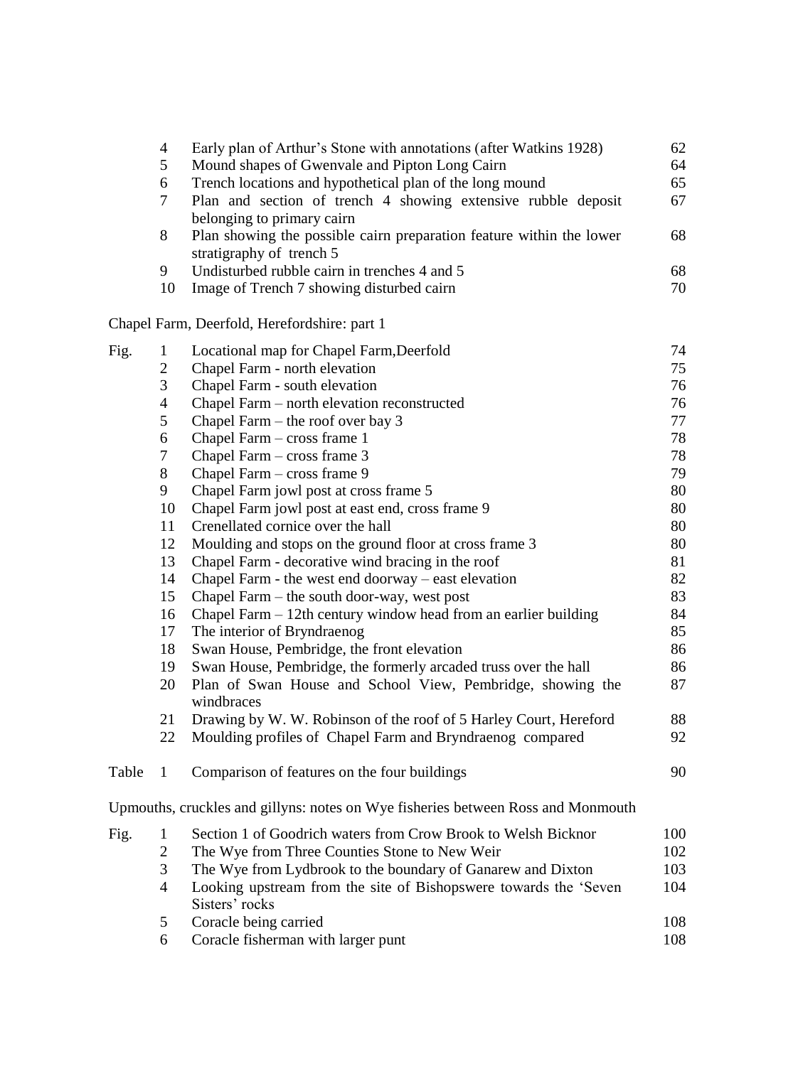| | | | |
|---|---|---|---|
| | 4 | Early plan of Arthur's Stone with annotations (after Watkins 1928) | 62 |
| | 5 | Mound shapes of Gwenvale and Pipton Long Cairn | 64 |
| | 6 | Trench locations and hypothetical plan of the long mound | 65 |
| | 7 | Plan and section of trench 4 showing extensive rubble deposit belonging to primary cairn | 67 |
| | 8 | Plan showing the possible cairn preparation feature within the lower stratigraphy of trench 5 | 68 |
| | 9 | Undisturbed rubble cairn in trenches 4 and 5 | 68 |
| | 10 | Image of Trench 7 showing disturbed cairn | 70 |

Chapel Farm, Deerfold, Herefordshire: part 1

| | | | |
|---|---|---|---|
| Fig. | 1 | Locational map for Chapel Farm,Deerfold | 74 |
| | 2 | Chapel Farm - north elevation | 75 |
| | 3 | Chapel Farm - south elevation | 76 |
| | 4 | Chapel Farm – north elevation reconstructed | 76 |
| | 5 | Chapel Farm – the roof over bay 3 | 77 |
| | 6 | Chapel Farm – cross frame 1 | 78 |
| | 7 | Chapel Farm – cross frame 3 | 78 |
| | 8 | Chapel Farm – cross frame 9 | 79 |
| | 9 | Chapel Farm jowl post at cross frame 5 | 80 |
| | 10 | Chapel Farm jowl post at east end, cross frame 9 | 80 |
| | 11 | Crenellated cornice over the hall | 80 |
| | 12 | Moulding and stops on the ground floor at cross frame 3 | 80 |
| | 13 | Chapel Farm - decorative wind bracing in the roof | 81 |
| | 14 | Chapel Farm - the west end doorway – east elevation | 82 |
| | 15 | Chapel Farm – the south door-way, west post | 83 |
| | 16 | Chapel Farm – 12th century window head from an earlier building | 84 |
| | 17 | The interior of Bryndraenog | 85 |
| | 18 | Swan House, Pembridge, the front elevation | 86 |
| | 19 | Swan House, Pembridge, the formerly arcaded truss over the hall | 86 |
| | 20 | Plan of Swan House and School View, Pembridge, showing the windbraces | 87 |
| | 21 | Drawing by W. W. Robinson of the roof of 5 Harley Court, Hereford | 88 |
| | 22 | Moulding profiles of Chapel Farm and Bryndraenog compared | 92 |
| Table | 1 | Comparison of features on the four buildings | 90 |

Upmouths, cruckles and gillyns: notes on Wye fisheries between Ross and Monmouth

| | | | |
|---|---|---|---|
| Fig. | 1 | Section 1 of Goodrich waters from Crow Brook to Welsh Bicknor | 100 |
| | 2 | The Wye from Three Counties Stone to New Weir | 102 |
| | 3 | The Wye from Lydbrook to the boundary of Ganarew and Dixton | 103 |
| | 4 | Looking upstream from the site of Bishopswere towards the 'Seven Sisters' rocks | 104 |
| | 5 | Coracle being carried | 108 |
| | 6 | Coracle fisherman with larger punt | 108 |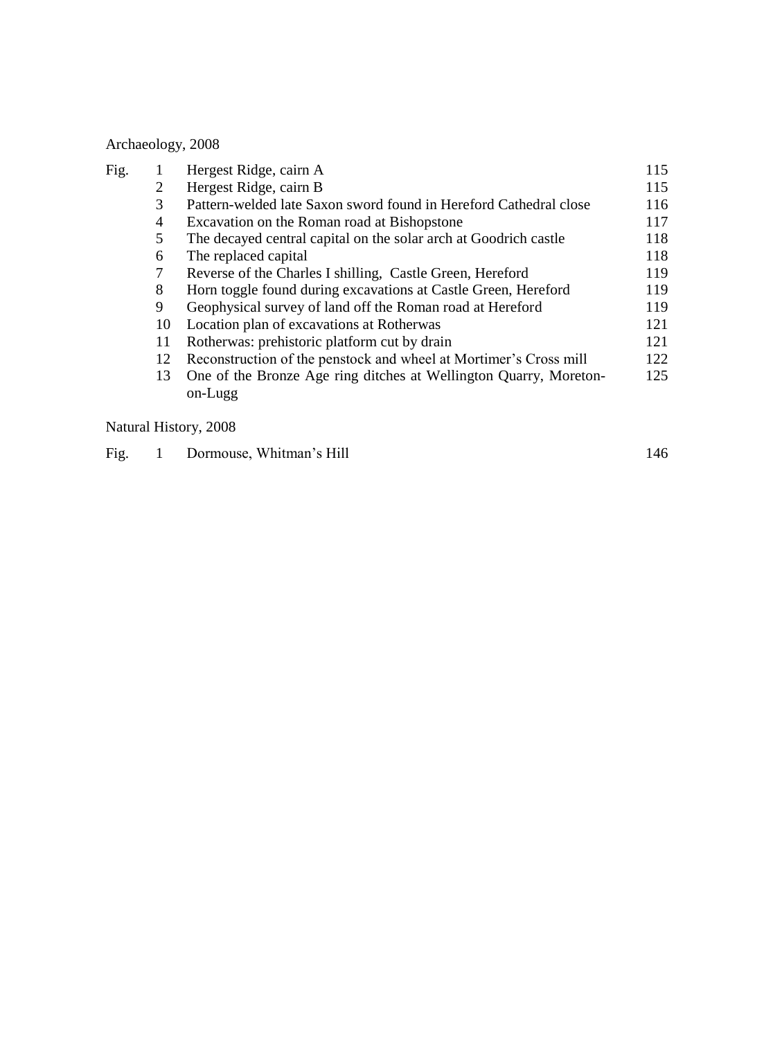Archaeology, 2008

| | | | |
|---|---|---|---|
| Fig. | 1 | Hergest Ridge, cairn A | 115 |
| | 2 | Hergest Ridge, cairn B | 115 |
| | 3 | Pattern-welded late Saxon sword found in Hereford Cathedral close | 116 |
| | 4 | Excavation on the Roman road at Bishopstone | 117 |
| | 5 | The decayed central capital on the solar arch at Goodrich castle | 118 |
| | 6 | The replaced capital | 118 |
| | 7 | Reverse of the Charles I shilling, Castle Green, Hereford | 119 |
| | 8 | Horn toggle found during excavations at Castle Green, Hereford | 119 |
| | 9 | Geophysical survey of land off the Roman road at Hereford | 119 |
| | 10 | Location plan of excavations at Rotherwas | 121 |
| | 11 | Rotherwas: prehistoric platform cut by drain | 121 |
| | 12 | Reconstruction of the penstock and wheel at Mortimer's Cross mill | 122 |
| | 13 | One of the Bronze Age ring ditches at Wellington Quarry, Moreton-on-Lugg | 125 |

Natural History, 2008

| | | | |
|---|---|---|---|
| Fig. | 1 | Dormouse, Whitman's Hill | 146 |